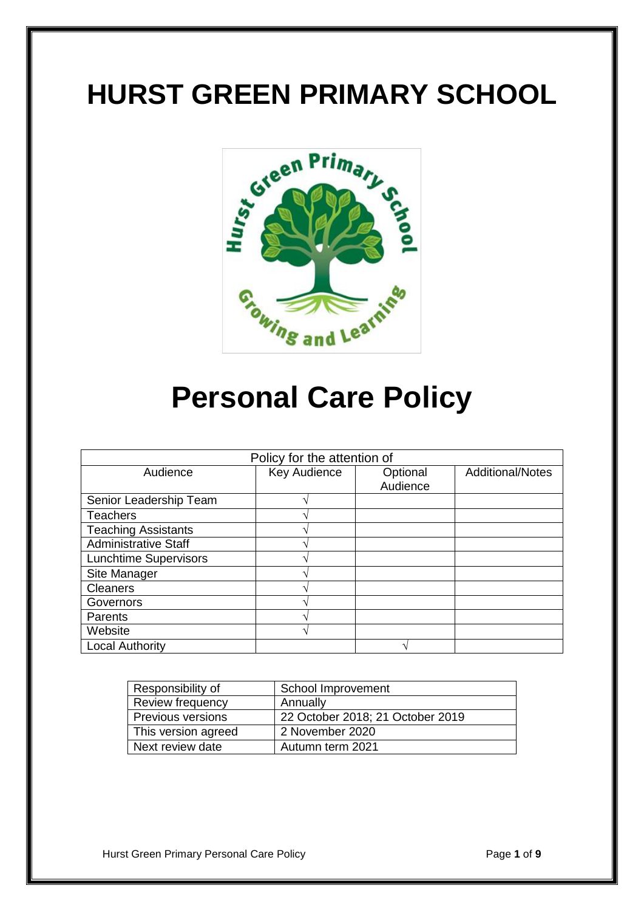# HURST GREEN PRIMARY SCHOOL

# Personal Care Policy

| Policy for the attention of | | | |
|---|---|---|---|
| Audience | Key Audience | Optional Audience | Additional/Notes |
| Senior Leadership Team | √ | | |
| Teachers | √ | | |
| Teaching Assistants | √ | | |
| Administrative Staff | √ | | |
| Lunchtime Supervisors | √ | | |
| Site Manager | √ | | |
| Cleaners | √ | | |
| Governors | √ | | |
| Parents | √ | | |
| Website | √ | | |
| Local Authority | | √ | |

| | |
|---|---|
| Responsibility of | School Improvement |
| Review frequency | Annually |
| Previous versions | 22 October 2018; 21 October 2019 |
| This version agreed | 2 November 2020 |
| Next review date | Autumn term 2021 |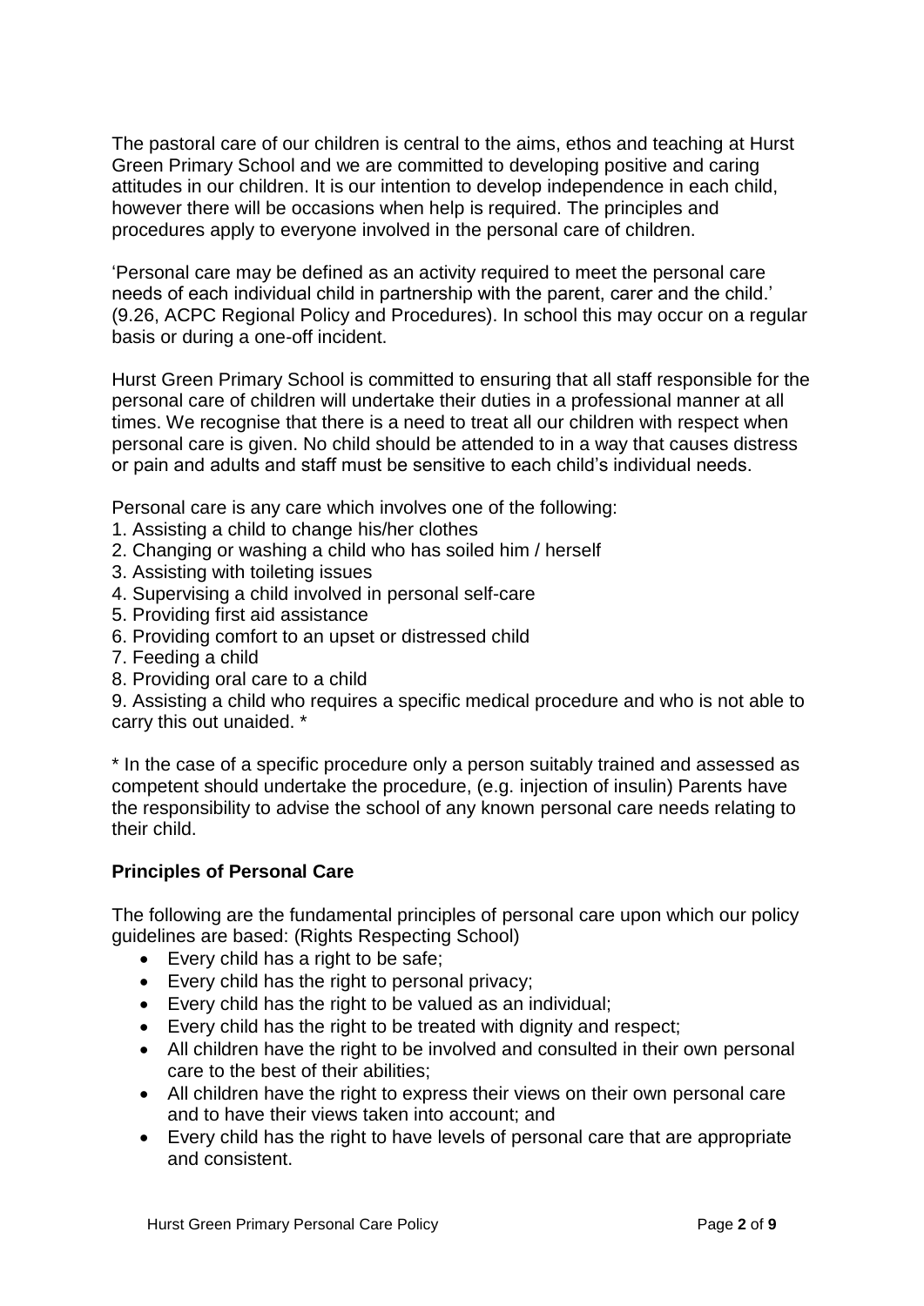The pastoral care of our children is central to the aims, ethos and teaching at Hurst Green Primary School and we are committed to developing positive and caring attitudes in our children. It is our intention to develop independence in each child, however there will be occasions when help is required. The principles and procedures apply to everyone involved in the personal care of children.

'Personal care may be defined as an activity required to meet the personal care needs of each individual child in partnership with the parent, carer and the child.' (9.26, ACPC Regional Policy and Procedures). In school this may occur on a regular basis or during a one-off incident.

Hurst Green Primary School is committed to ensuring that all staff responsible for the personal care of children will undertake their duties in a professional manner at all times. We recognise that there is a need to treat all our children with respect when personal care is given. No child should be attended to in a way that causes distress or pain and adults and staff must be sensitive to each child's individual needs.

Personal care is any care which involves one of the following:

1. Assisting a child to change his/her clothes
2. Changing or washing a child who has soiled him / herself
3. Assisting with toileting issues
4. Supervising a child involved in personal self-care
5. Providing first aid assistance
6. Providing comfort to an upset or distressed child
7. Feeding a child
8. Providing oral care to a child
9. Assisting a child who requires a specific medical procedure and who is not able to carry this out unaided. *

* In the case of a specific procedure only a person suitably trained and assessed as competent should undertake the procedure, (e.g. injection of insulin) Parents have the responsibility to advise the school of any known personal care needs relating to their child.

**Principles of Personal Care**

The following are the fundamental principles of personal care upon which our policy guidelines are based: (Rights Respecting School)

- Every child has a right to be safe;
- Every child has the right to personal privacy;
- Every child has the right to be valued as an individual;
- Every child has the right to be treated with dignity and respect;
- All children have the right to be involved and consulted in their own personal care to the best of their abilities;
- All children have the right to express their views on their own personal care and to have their views taken into account; and
- Every child has the right to have levels of personal care that are appropriate and consistent.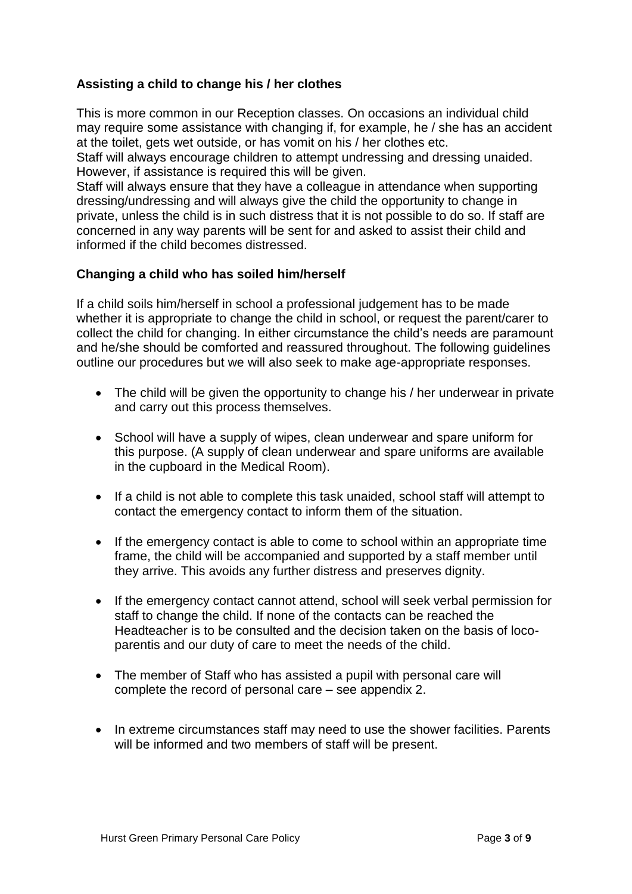### Assisting a child to change his / her clothes

This is more common in our Reception classes. On occasions an individual child may require some assistance with changing if, for example, he / she has an accident at the toilet, gets wet outside, or has vomit on his / her clothes etc.
Staff will always encourage children to attempt undressing and dressing unaided. However, if assistance is required this will be given.
Staff will always ensure that they have a colleague in attendance when supporting dressing/undressing and will always give the child the opportunity to change in private, unless the child is in such distress that it is not possible to do so. If staff are concerned in any way parents will be sent for and asked to assist their child and informed if the child becomes distressed.

### Changing a child who has soiled him/herself

If a child soils him/herself in school a professional judgement has to be made whether it is appropriate to change the child in school, or request the parent/carer to collect the child for changing. In either circumstance the child's needs are paramount and he/she should be comforted and reassured throughout. The following guidelines outline our procedures but we will also seek to make age-appropriate responses.

- The child will be given the opportunity to change his / her underwear in private and carry out this process themselves.
- School will have a supply of wipes, clean underwear and spare uniform for this purpose. (A supply of clean underwear and spare uniforms are available in the cupboard in the Medical Room).
- If a child is not able to complete this task unaided, school staff will attempt to contact the emergency contact to inform them of the situation.
- If the emergency contact is able to come to school within an appropriate time frame, the child will be accompanied and supported by a staff member until they arrive. This avoids any further distress and preserves dignity.
- If the emergency contact cannot attend, school will seek verbal permission for staff to change the child. If none of the contacts can be reached the Headteacher is to be consulted and the decision taken on the basis of loco-parentis and our duty of care to meet the needs of the child.
- The member of Staff who has assisted a pupil with personal care will complete the record of personal care – see appendix 2.
- In extreme circumstances staff may need to use the shower facilities. Parents will be informed and two members of staff will be present.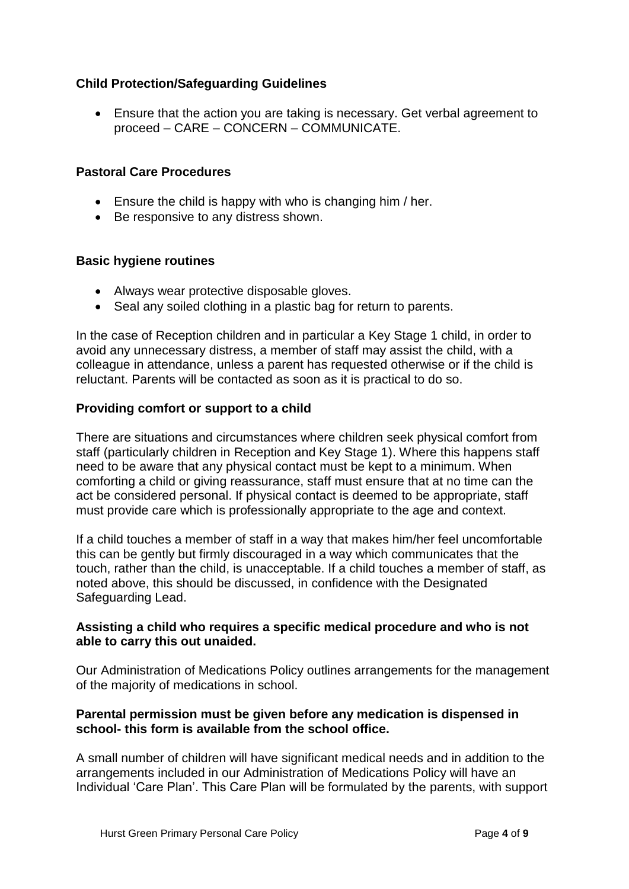### Child Protection/Safeguarding Guidelines

- Ensure that the action you are taking is necessary. Get verbal agreement to proceed – CARE – CONCERN – COMMUNICATE.

### Pastoral Care Procedures

- Ensure the child is happy with who is changing him / her.
- Be responsive to any distress shown.

### Basic hygiene routines

- Always wear protective disposable gloves.
- Seal any soiled clothing in a plastic bag for return to parents.

In the case of Reception children and in particular a Key Stage 1 child, in order to avoid any unnecessary distress, a member of staff may assist the child, with a colleague in attendance, unless a parent has requested otherwise or if the child is reluctant. Parents will be contacted as soon as it is practical to do so.

### Providing comfort or support to a child

There are situations and circumstances where children seek physical comfort from staff (particularly children in Reception and Key Stage 1). Where this happens staff need to be aware that any physical contact must be kept to a minimum. When comforting a child or giving reassurance, staff must ensure that at no time can the act be considered personal. If physical contact is deemed to be appropriate, staff must provide care which is professionally appropriate to the age and context.

If a child touches a member of staff in a way that makes him/her feel uncomfortable this can be gently but firmly discouraged in a way which communicates that the touch, rather than the child, is unacceptable. If a child touches a member of staff, as noted above, this should be discussed, in confidence with the Designated Safeguarding Lead.

### Assisting a child who requires a specific medical procedure and who is not able to carry this out unaided.

Our Administration of Medications Policy outlines arrangements for the management of the majority of medications in school.

**Parental permission must be given before any medication is dispensed in school- this form is available from the school office.**

A small number of children will have significant medical needs and in addition to the arrangements included in our Administration of Medications Policy will have an Individual 'Care Plan'. This Care Plan will be formulated by the parents, with support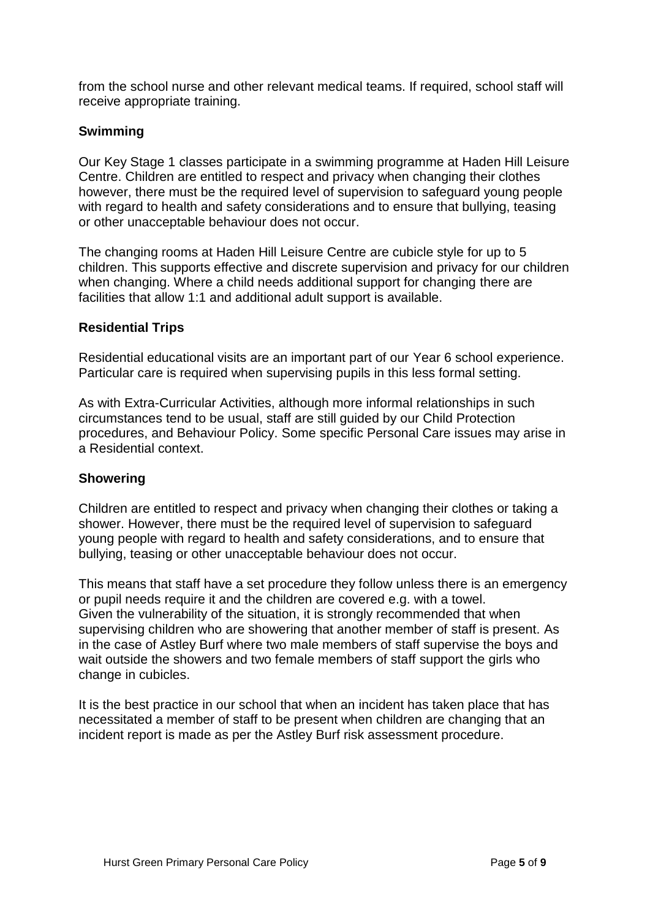from the school nurse and other relevant medical teams. If required, school staff will receive appropriate training.

### Swimming

Our Key Stage 1 classes participate in a swimming programme at Haden Hill Leisure Centre. Children are entitled to respect and privacy when changing their clothes however, there must be the required level of supervision to safeguard young people with regard to health and safety considerations and to ensure that bullying, teasing or other unacceptable behaviour does not occur.

The changing rooms at Haden Hill Leisure Centre are cubicle style for up to 5 children. This supports effective and discrete supervision and privacy for our children when changing. Where a child needs additional support for changing there are facilities that allow 1:1 and additional adult support is available.

### Residential Trips

Residential educational visits are an important part of our Year 6 school experience. Particular care is required when supervising pupils in this less formal setting.

As with Extra-Curricular Activities, although more informal relationships in such circumstances tend to be usual, staff are still guided by our Child Protection procedures, and Behaviour Policy. Some specific Personal Care issues may arise in a Residential context.

### Showering

Children are entitled to respect and privacy when changing their clothes or taking a shower. However, there must be the required level of supervision to safeguard young people with regard to health and safety considerations, and to ensure that bullying, teasing or other unacceptable behaviour does not occur.

This means that staff have a set procedure they follow unless there is an emergency or pupil needs require it and the children are covered e.g. with a towel.
Given the vulnerability of the situation, it is strongly recommended that when supervising children who are showering that another member of staff is present. As in the case of Astley Burf where two male members of staff supervise the boys and wait outside the showers and two female members of staff support the girls who change in cubicles.

It is the best practice in our school that when an incident has taken place that has necessitated a member of staff to be present when children are changing that an incident report is made as per the Astley Burf risk assessment procedure.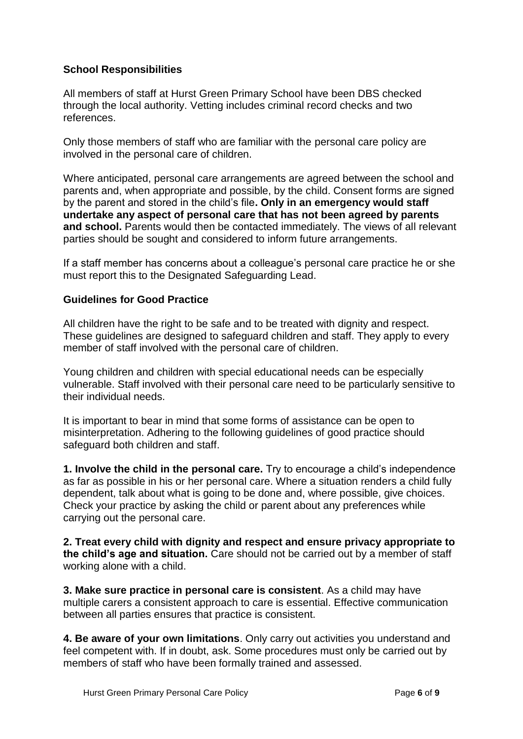**School Responsibilities**

All members of staff at Hurst Green Primary School have been DBS checked through the local authority. Vetting includes criminal record checks and two references.

Only those members of staff who are familiar with the personal care policy are involved in the personal care of children.

Where anticipated, personal care arrangements are agreed between the school and parents and, when appropriate and possible, by the child. Consent forms are signed by the parent and stored in the child's file**. Only in an emergency would staff undertake any aspect of personal care that has not been agreed by parents and school.** Parents would then be contacted immediately. The views of all relevant parties should be sought and considered to inform future arrangements.

If a staff member has concerns about a colleague's personal care practice he or she must report this to the Designated Safeguarding Lead.

**Guidelines for Good Practice**

All children have the right to be safe and to be treated with dignity and respect. These guidelines are designed to safeguard children and staff. They apply to every member of staff involved with the personal care of children.

Young children and children with special educational needs can be especially vulnerable. Staff involved with their personal care need to be particularly sensitive to their individual needs.

It is important to bear in mind that some forms of assistance can be open to misinterpretation. Adhering to the following guidelines of good practice should safeguard both children and staff.

**1. Involve the child in the personal care.** Try to encourage a child's independence as far as possible in his or her personal care. Where a situation renders a child fully dependent, talk about what is going to be done and, where possible, give choices. Check your practice by asking the child or parent about any preferences while carrying out the personal care.

**2. Treat every child with dignity and respect and ensure privacy appropriate to the child's age and situation.** Care should not be carried out by a member of staff working alone with a child.

**3. Make sure practice in personal care is consistent**. As a child may have multiple carers a consistent approach to care is essential. Effective communication between all parties ensures that practice is consistent.

**4. Be aware of your own limitations**. Only carry out activities you understand and feel competent with. If in doubt, ask. Some procedures must only be carried out by members of staff who have been formally trained and assessed.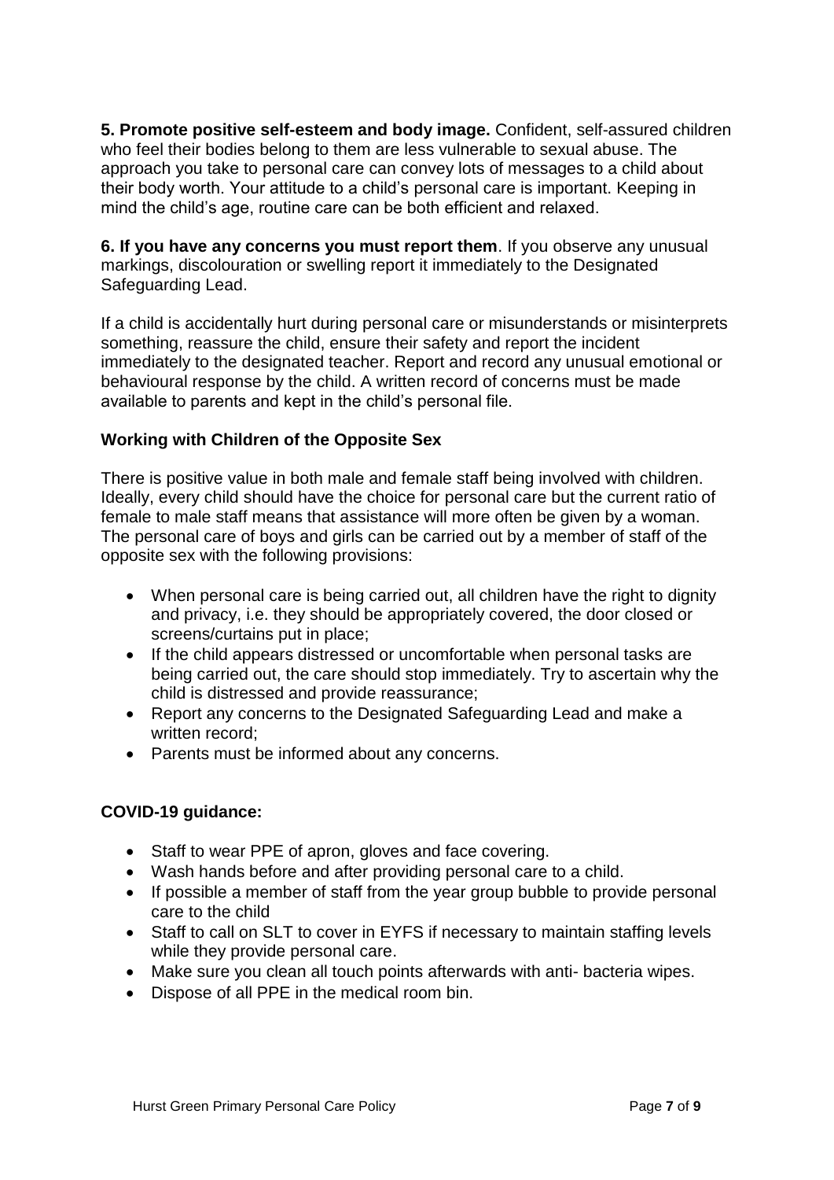**5. Promote positive self-esteem and body image.** Confident, self-assured children who feel their bodies belong to them are less vulnerable to sexual abuse. The approach you take to personal care can convey lots of messages to a child about their body worth. Your attitude to a child's personal care is important. Keeping in mind the child's age, routine care can be both efficient and relaxed.

**6. If you have any concerns you must report them**. If you observe any unusual markings, discolouration or swelling report it immediately to the Designated Safeguarding Lead.

If a child is accidentally hurt during personal care or misunderstands or misinterprets something, reassure the child, ensure their safety and report the incident immediately to the designated teacher. Report and record any unusual emotional or behavioural response by the child. A written record of concerns must be made available to parents and kept in the child's personal file.

**Working with Children of the Opposite Sex**

There is positive value in both male and female staff being involved with children. Ideally, every child should have the choice for personal care but the current ratio of female to male staff means that assistance will more often be given by a woman. The personal care of boys and girls can be carried out by a member of staff of the opposite sex with the following provisions:

- When personal care is being carried out, all children have the right to dignity and privacy, i.e. they should be appropriately covered, the door closed or screens/curtains put in place;
- If the child appears distressed or uncomfortable when personal tasks are being carried out, the care should stop immediately. Try to ascertain why the child is distressed and provide reassurance;
- Report any concerns to the Designated Safeguarding Lead and make a written record;
- Parents must be informed about any concerns.

**COVID-19 guidance:**

- Staff to wear PPE of apron, gloves and face covering.
- Wash hands before and after providing personal care to a child.
- If possible a member of staff from the year group bubble to provide personal care to the child
- Staff to call on SLT to cover in EYFS if necessary to maintain staffing levels while they provide personal care.
- Make sure you clean all touch points afterwards with anti- bacteria wipes.
- Dispose of all PPE in the medical room bin.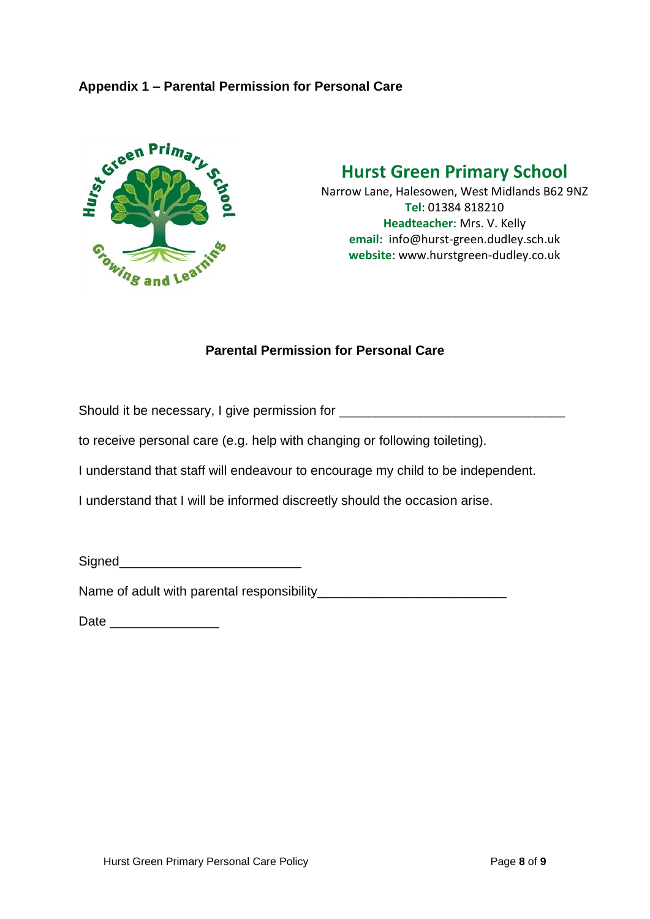**Appendix 1 – Parental Permission for Personal Care**

## Hurst Green Primary School

Narrow Lane, Halesowen, West Midlands B62 9NZ
**Tel**: 01384 818210
**Headteacher**: Mrs. V. Kelly
**email**: info@hurst-green.dudley.sch.uk
**website**: www.hurstgreen-dudley.co.uk

### Parental Permission for Personal Care

Should it be necessary, I give permission for _______________________________

to receive personal care (e.g. help with changing or following toileting).

I understand that staff will endeavour to encourage my child to be independent.

I understand that I will be informed discreetly should the occasion arise.

Signed_________________________

Name of adult with parental responsibility__________________________

Date _______________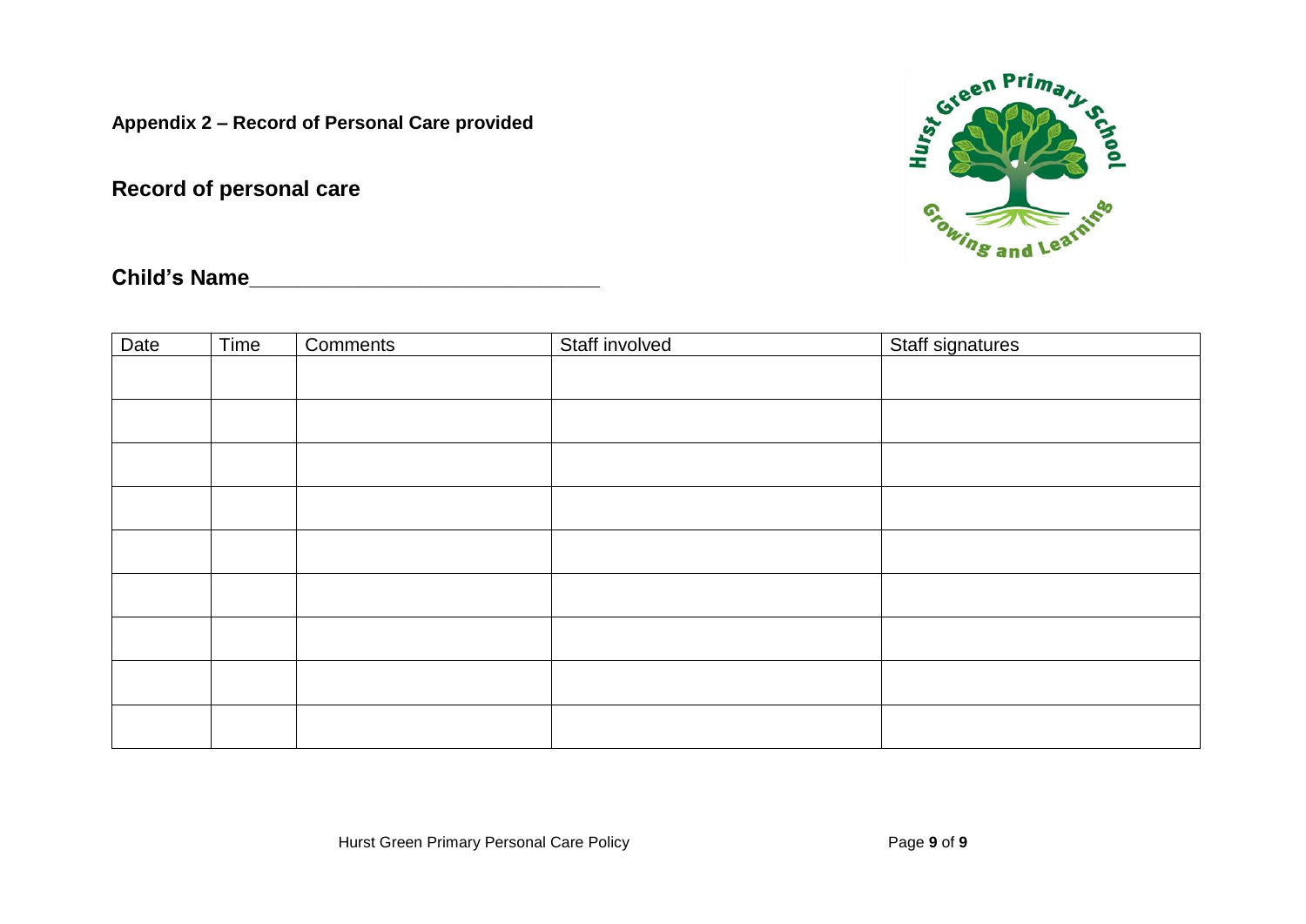**Appendix 2 – Record of Personal Care provided**

## Record of personal care

**Child's Name**\_\_\_\_\_\_\_\_\_\_\_\_\_\_\_\_\_\_\_\_\_\_\_\_\_\_\_\_\_\_

| Date | Time | Comments | Staff involved | Staff signatures |
|---|---|---|---|---|
| | | | | |
| | | | | |
| | | | | |
| | | | | |
| | | | | |
| | | | | |
| | | | | |
| | | | | |
| | | | | |